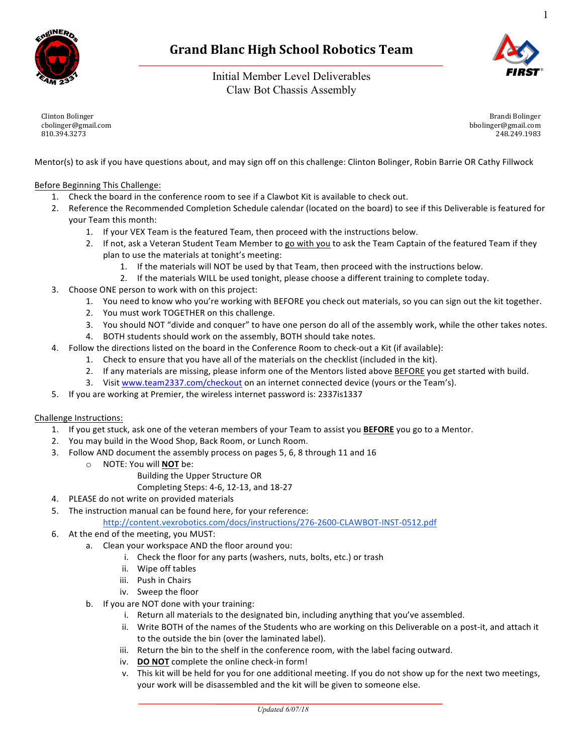# Grand Blanc High School Robotics Team

Initial Member Level Deliverables
Claw Bot Chassis Assembly

Clinton Bolinger
cbolinger@gmail.com
810.394.3273

Brandi Bolinger
bbolinger@gmail.com
248.249.1983

Mentor(s) to ask if you have questions about, and may sign off on this challenge: Clinton Bolinger, Robin Barrie OR Cathy Fillwock

Before Beginning This Challenge:

1. Check the board in the conference room to see if a Clawbot Kit is available to check out.
2. Reference the Recommended Completion Schedule calendar (located on the board) to see if this Deliverable is featured for your Team this month:
   1. If your VEX Team is the featured Team, then proceed with the instructions below.
   2. If not, ask a Veteran Student Team Member to go with you to ask the Team Captain of the featured Team if they plan to use the materials at tonight's meeting:
      1. If the materials will NOT be used by that Team, then proceed with the instructions below.
      2. If the materials WILL be used tonight, please choose a different training to complete today.
3. Choose ONE person to work with on this project:
   1. You need to know who you're working with BEFORE you check out materials, so you can sign out the kit together.
   2. You must work TOGETHER on this challenge.
   3. You should NOT "divide and conquer" to have one person do all of the assembly work, while the other takes notes.
   4. BOTH students should work on the assembly, BOTH should take notes.
4. Follow the directions listed on the board in the Conference Room to check-out a Kit (if available):
   1. Check to ensure that you have all of the materials on the checklist (included in the kit).
   2. If any materials are missing, please inform one of the Mentors listed above BEFORE you get started with build.
   3. Visit www.team2337.com/checkout on an internet connected device (yours or the Team's).
5. If you are working at Premier, the wireless internet password is: 2337is1337

Challenge Instructions:

1. If you get stuck, ask one of the veteran members of your Team to assist you **BEFORE** you go to a Mentor.
2. You may build in the Wood Shop, Back Room, or Lunch Room.
3. Follow AND document the assembly process on pages 5, 6, 8 through 11 and 16
   - NOTE: You will **NOT** be:
     - Building the Upper Structure OR
     - Completing Steps: 4-6, 12-13, and 18-27
4. PLEASE do not write on provided materials
5. The instruction manual can be found here, for your reference:
   http://content.vexrobotics.com/docs/instructions/276-2600-CLAWBOT-INST-0512.pdf
6. At the end of the meeting, you MUST:
   a. Clean your workspace AND the floor around you:
      i. Check the floor for any parts (washers, nuts, bolts, etc.) or trash
      ii. Wipe off tables
      iii. Push in Chairs
      iv. Sweep the floor
   b. If you are NOT done with your training:
      i. Return all materials to the designated bin, including anything that you've assembled.
      ii. Write BOTH of the names of the Students who are working on this Deliverable on a post-it, and attach it to the outside the bin (over the laminated label).
      iii. Return the bin to the shelf in the conference room, with the label facing outward.
      iv. **DO NOT** complete the online check-in form!
      v. This kit will be held for you for one additional meeting. If you do not show up for the next two meetings, your work will be disassembled and the kit will be given to someone else.

*Updated 6/07/18*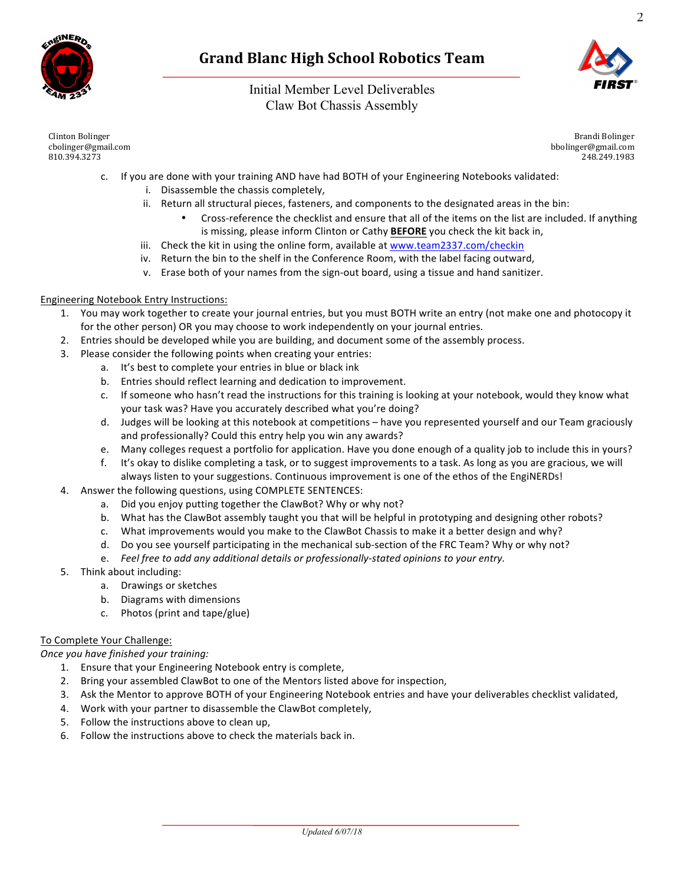# Grand Blanc High School Robotics Team

Initial Member Level Deliverables
Claw Bot Chassis Assembly

Clinton Bolinger
cbolinger@gmail.com
810.394.3273

Brandi Bolinger
bbolinger@gmail.com
248.249.1983

c. If you are done with your training AND have had BOTH of your Engineering Notebooks validated:
   i. Disassemble the chassis completely,
   ii. Return all structural pieces, fasteners, and components to the designated areas in the bin:
      - Cross-reference the checklist and ensure that all of the items on the list are included. If anything is missing, please inform Clinton or Cathy **BEFORE** you check the kit back in,
   iii. Check the kit in using the online form, available at www.team2337.com/checkin
   iv. Return the bin to the shelf in the Conference Room, with the label facing outward,
   v. Erase both of your names from the sign-out board, using a tissue and hand sanitizer.

Engineering Notebook Entry Instructions:

1. You may work together to create your journal entries, but you must BOTH write an entry (not make one and photocopy it for the other person) OR you may choose to work independently on your journal entries.
2. Entries should be developed while you are building, and document some of the assembly process.
3. Please consider the following points when creating your entries:
   a. It's best to complete your entries in blue or black ink
   b. Entries should reflect learning and dedication to improvement.
   c. If someone who hasn't read the instructions for this training is looking at your notebook, would they know what your task was? Have you accurately described what you're doing?
   d. Judges will be looking at this notebook at competitions – have you represented yourself and our Team graciously and professionally? Could this entry help you win any awards?
   e. Many colleges request a portfolio for application. Have you done enough of a quality job to include this in yours?
   f. It's okay to dislike completing a task, or to suggest improvements to a task. As long as you are gracious, we will always listen to your suggestions. Continuous improvement is one of the ethos of the EngiNERDs!
4. Answer the following questions, using COMPLETE SENTENCES:
   a. Did you enjoy putting together the ClawBot? Why or why not?
   b. What has the ClawBot assembly taught you that will be helpful in prototyping and designing other robots?
   c. What improvements would you make to the ClawBot Chassis to make it a better design and why?
   d. Do you see yourself participating in the mechanical sub-section of the FRC Team? Why or why not?
   e. *Feel free to add any additional details or professionally-stated opinions to your entry.*
5. Think about including:
   a. Drawings or sketches
   b. Diagrams with dimensions
   c. Photos (print and tape/glue)

To Complete Your Challenge:

*Once you have finished your training:*

1. Ensure that your Engineering Notebook entry is complete,
2. Bring your assembled ClawBot to one of the Mentors listed above for inspection,
3. Ask the Mentor to approve BOTH of your Engineering Notebook entries and have your deliverables checklist validated,
4. Work with your partner to disassemble the ClawBot completely,
5. Follow the instructions above to clean up,
6. Follow the instructions above to check the materials back in.

*Updated 6/07/18*